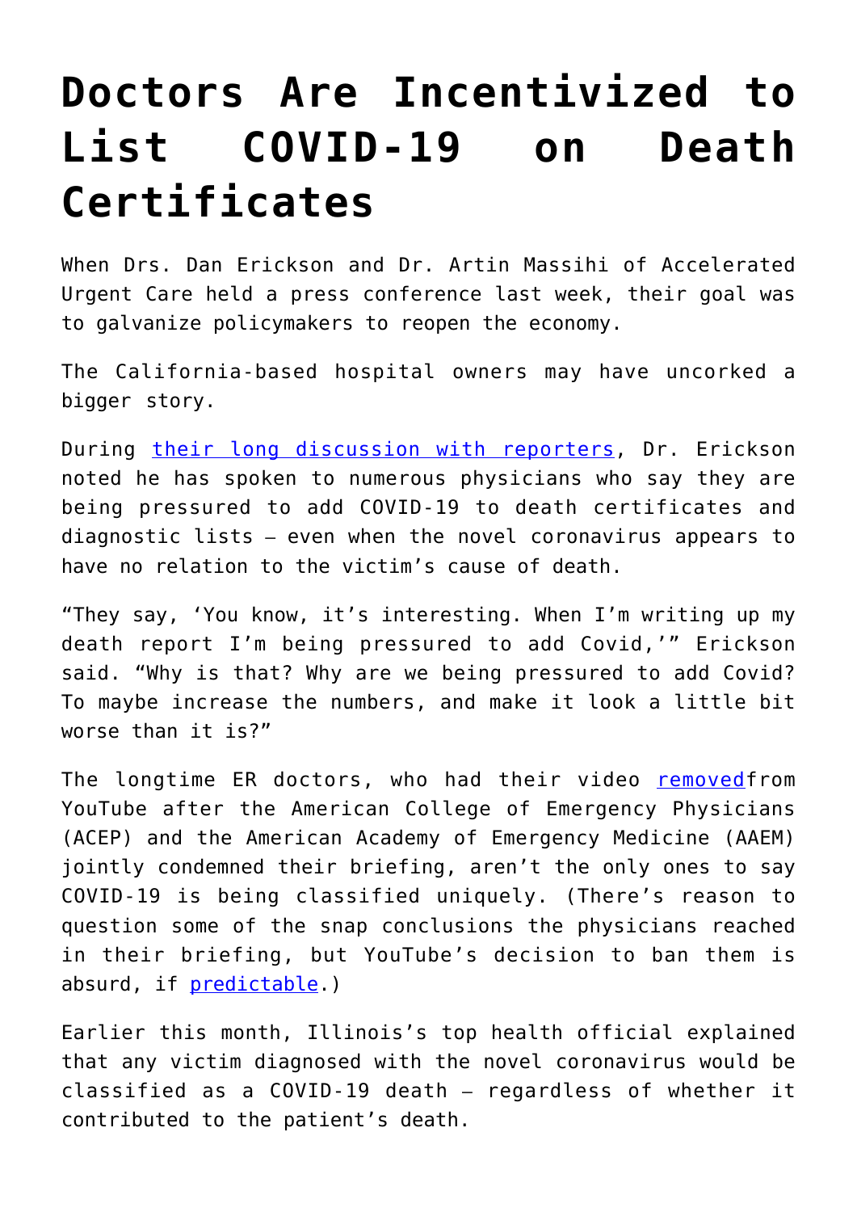# Doctors Are Incentivized to List COVID-19 on Death Certificates

When Drs. Dan Erickson and Dr. Artin Massihi of Accelerated Urgent Care held a press conference last week, their goal was to galvanize policymakers to reopen the economy.

The California-based hospital owners may have uncorked a bigger story.

During their long discussion with reporters, Dr. Erickson noted he has spoken to numerous physicians who say they are being pressured to add COVID-19 to death certificates and diagnostic lists — even when the novel coronavirus appears to have no relation to the victim's cause of death.

"They say, 'You know, it's interesting. When I'm writing up my death report I'm being pressured to add Covid,'" Erickson said. "Why is that? Why are we being pressured to add Covid? To maybe increase the numbers, and make it look a little bit worse than it is?"

The longtime ER doctors, who had their video removedfrom YouTube after the American College of Emergency Physicians (ACEP) and the American Academy of Emergency Medicine (AAEM) jointly condemned their briefing, aren't the only ones to say COVID-19 is being classified uniquely. (There's reason to question some of the snap conclusions the physicians reached in their briefing, but YouTube's decision to ban them is absurd, if predictable.)

Earlier this month, Illinois's top health official explained that any victim diagnosed with the novel coronavirus would be classified as a COVID-19 death — regardless of whether it contributed to the patient's death.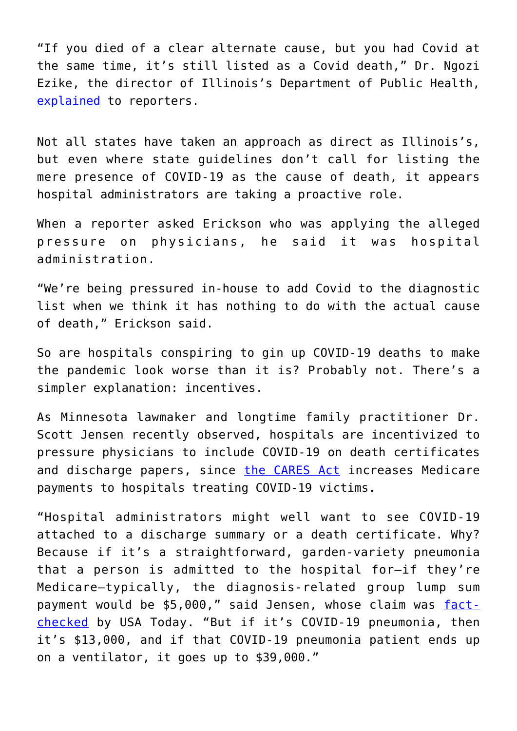"If you died of a clear alternate cause, but you had Covid at the same time, it's still listed as a Covid death," Dr. Ngozi Ezike, the director of Illinois's Department of Public Health, [explained](#) to reporters.

Not all states have taken an approach as direct as Illinois's, but even where state guidelines don't call for listing the mere presence of COVID-19 as the cause of death, it appears hospital administrators are taking a proactive role.

When a reporter asked Erickson who was applying the alleged pressure on physicians, he said it was hospital administration.

"We're being pressured in-house to add Covid to the diagnostic list when we think it has nothing to do with the actual cause of death," Erickson said.

So are hospitals conspiring to gin up COVID-19 deaths to make the pandemic look worse than it is? Probably not. There's a simpler explanation: incentives.

As Minnesota lawmaker and longtime family practitioner Dr. Scott Jensen recently observed, hospitals are incentivized to pressure physicians to include COVID-19 on death certificates and discharge papers, since [the CARES Act](#) increases Medicare payments to hospitals treating COVID-19 victims.

"Hospital administrators might well want to see COVID-19 attached to a discharge summary or a death certificate. Why? Because if it's a straightforward, garden-variety pneumonia that a person is admitted to the hospital for—if they're Medicare—typically, the diagnosis-related group lump sum payment would be $5,000," said Jensen, whose claim was [fact-checked](#) by USA Today. "But if it's COVID-19 pneumonia, then it's $13,000, and if that COVID-19 pneumonia patient ends up on a ventilator, it goes up to $39,000."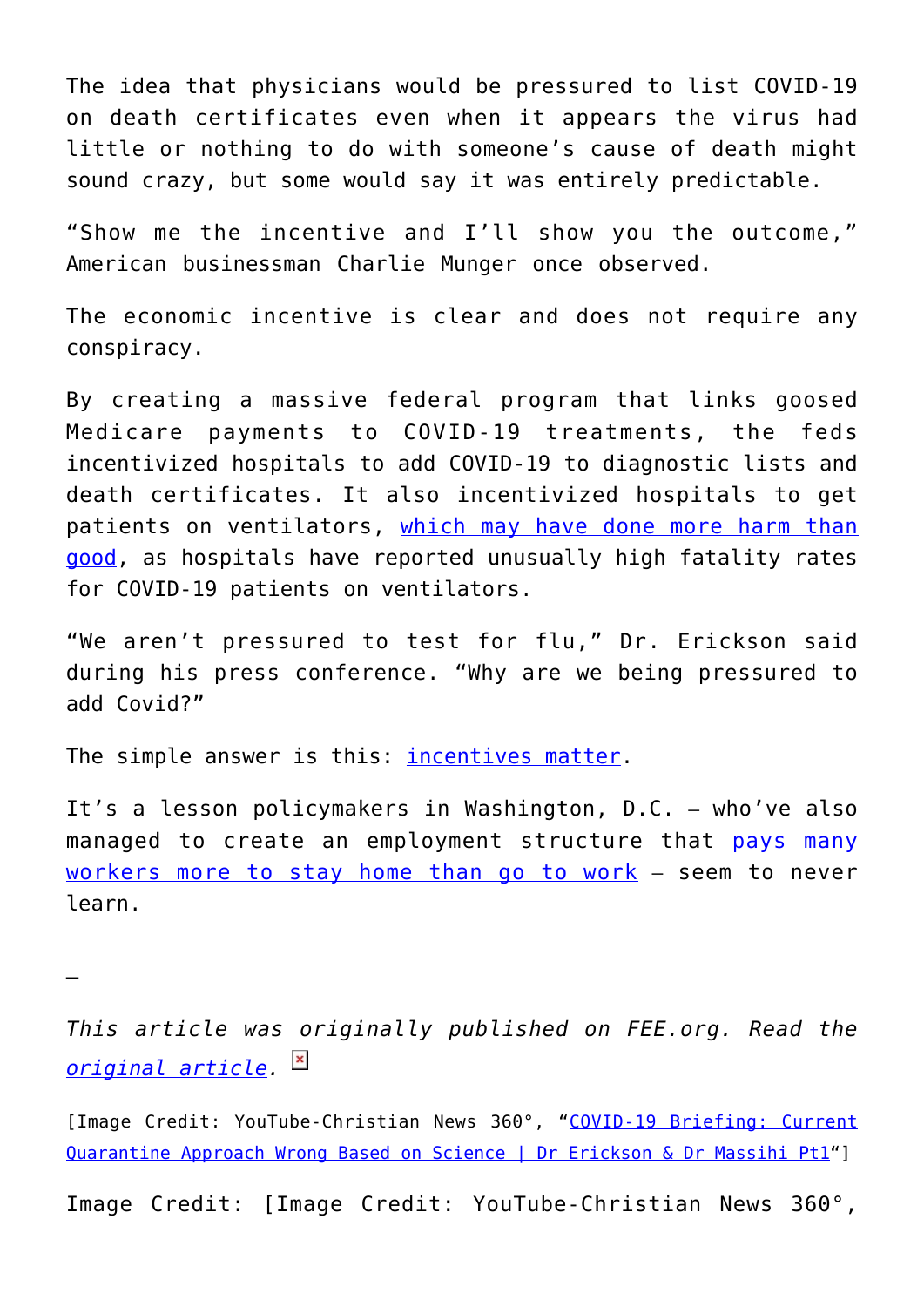The idea that physicians would be pressured to list COVID-19 on death certificates even when it appears the virus had little or nothing to do with someone's cause of death might sound crazy, but some would say it was entirely predictable.

"Show me the incentive and I'll show you the outcome," American businessman Charlie Munger once observed.

The economic incentive is clear and does not require any conspiracy.

By creating a massive federal program that links goosed Medicare payments to COVID-19 treatments, the feds incentivized hospitals to add COVID-19 to diagnostic lists and death certificates. It also incentivized hospitals to get patients on ventilators, which may have done more harm than good, as hospitals have reported unusually high fatality rates for COVID-19 patients on ventilators.

"We aren't pressured to test for flu," Dr. Erickson said during his press conference. "Why are we being pressured to add Covid?"

The simple answer is this: incentives matter.

It's a lesson policymakers in Washington, D.C. — who've also managed to create an employment structure that pays many workers more to stay home than go to work — seem to never learn.

—

*This article was originally published on FEE.org. Read the original article.*

[Image Credit: YouTube-Christian News 360°, "COVID-19 Briefing: Current Quarantine Approach Wrong Based on Science | Dr Erickson & Dr Massihi Pt1"]

Image Credit: [Image Credit: YouTube-Christian News 360°,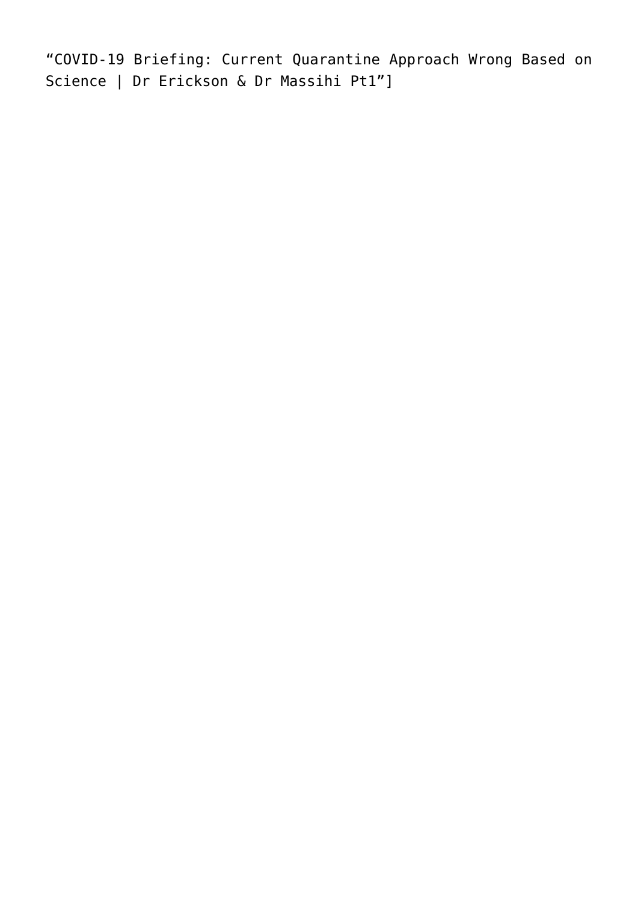“COVID-19 Briefing: Current Quarantine Approach Wrong Based on Science | Dr Erickson & Dr Massihi Pt1”]